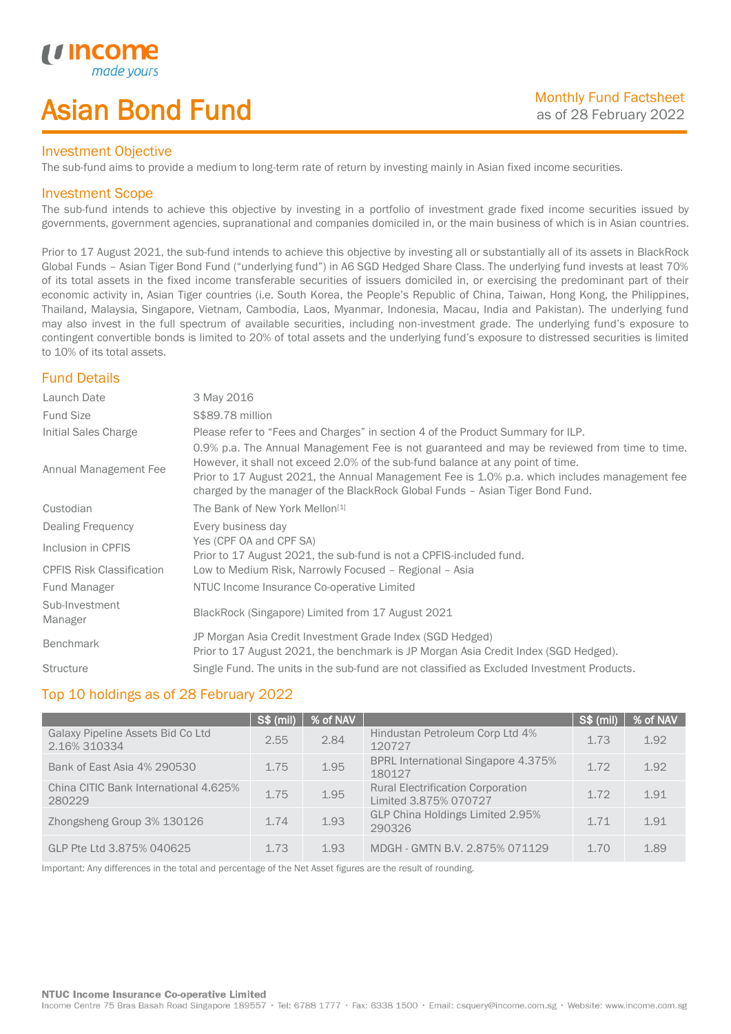# Asian Bond Fund

Monthly Fund Factsheet
as of 28 February 2022

## Investment Objective

The sub-fund aims to provide a medium to long-term rate of return by investing mainly in Asian fixed income securities.

## Investment Scope

The sub-fund intends to achieve this objective by investing in a portfolio of investment grade fixed income securities issued by governments, government agencies, supranational and companies domiciled in, or the main business of which is in Asian countries.

Prior to 17 August 2021, the sub-fund intends to achieve this objective by investing all or substantially all of its assets in BlackRock Global Funds – Asian Tiger Bond Fund ("underlying fund") in A6 SGD Hedged Share Class. The underlying fund invests at least 70% of its total assets in the fixed income transferable securities of issuers domiciled in, or exercising the predominant part of their economic activity in, Asian Tiger countries (i.e. South Korea, the People's Republic of China, Taiwan, Hong Kong, the Philippines, Thailand, Malaysia, Singapore, Vietnam, Cambodia, Laos, Myanmar, Indonesia, Macau, India and Pakistan). The underlying fund may also invest in the full spectrum of available securities, including non-investment grade. The underlying fund's exposure to contingent convertible bonds is limited to 20% of total assets and the underlying fund's exposure to distressed securities is limited to 10% of its total assets.

## Fund Details

| | |
|---|---|
| Launch Date | 3 May 2016 |
| Fund Size | S$89.78 million |
| Initial Sales Charge | Please refer to "Fees and Charges" in section 4 of the Product Summary for ILP. |
| Annual Management Fee | 0.9% p.a. The Annual Management Fee is not guaranteed and may be reviewed from time to time. However, it shall not exceed 2.0% of the sub-fund balance at any point of time. Prior to 17 August 2021, the Annual Management Fee is 1.0% p.a. which includes management fee charged by the manager of the BlackRock Global Funds – Asian Tiger Bond Fund. |
| Custodian | The Bank of New York Mellon[1] |
| Dealing Frequency | Every business day |
| Inclusion in CPFIS | Yes (CPF OA and CPF SA) Prior to 17 August 2021, the sub-fund is not a CPFIS-included fund. |
| CPFIS Risk Classification | Low to Medium Risk, Narrowly Focused – Regional – Asia |
| Fund Manager | NTUC Income Insurance Co-operative Limited |
| Sub-Investment Manager | BlackRock (Singapore) Limited from 17 August 2021 |
| Benchmark | JP Morgan Asia Credit Investment Grade Index (SGD Hedged) Prior to 17 August 2021, the benchmark is JP Morgan Asia Credit Index (SGD Hedged). |
| Structure | Single Fund. The units in the sub-fund are not classified as Excluded Investment Products. |

## Top 10 holdings as of 28 February 2022

| | S$ (mil) | % of NAV | | S$ (mil) | % of NAV |
|---|---|---|---|---|---|
| Galaxy Pipeline Assets Bid Co Ltd 2.16% 310334 | 2.55 | 2.84 | Hindustan Petroleum Corp Ltd 4% 120727 | 1.73 | 1.92 |
| Bank of East Asia 4% 290530 | 1.75 | 1.95 | BPRL International Singapore 4.375% 180127 | 1.72 | 1.92 |
| China CITIC Bank International 4.625% 280229 | 1.75 | 1.95 | Rural Electrification Corporation Limited 3.875% 070727 | 1.72 | 1.91 |
| Zhongsheng Group 3% 130126 | 1.74 | 1.93 | GLP China Holdings Limited 2.95% 290326 | 1.71 | 1.91 |
| GLP Pte Ltd 3.875% 040625 | 1.73 | 1.93 | MDGH - GMTN B.V. 2.875% 071129 | 1.70 | 1.89 |

Important: Any differences in the total and percentage of the Net Asset figures are the result of rounding.

**NTUC Income Insurance Co-operative Limited**
Income Centre 75 Bras Basah Road Singapore 189557 • Tel: 6788 1777 • Fax: 6338 1500 • Email: csquery@income.com.sg • Website: www.income.com.sg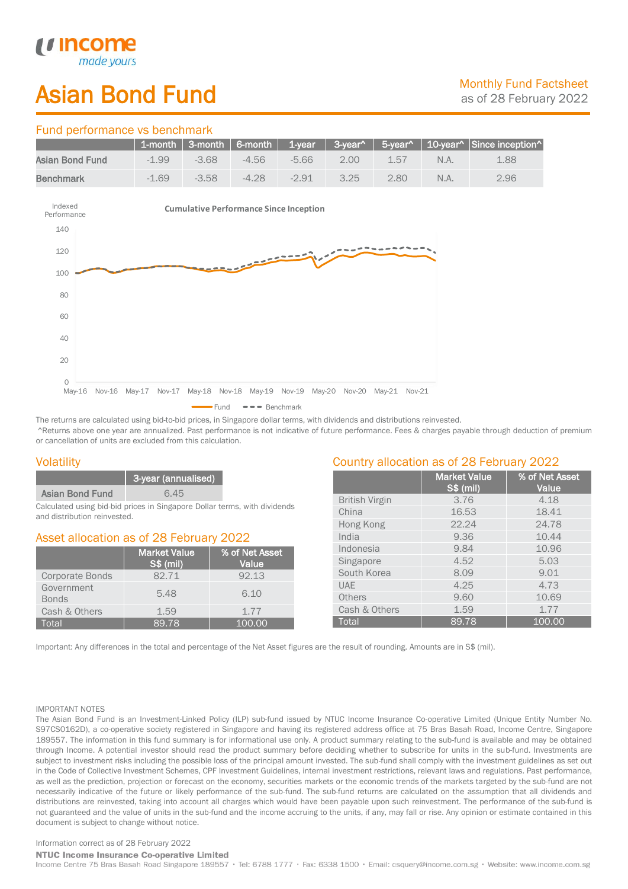Monthly Fund Factsheet
as of 28 February 2022

# Asian Bond Fund

## Fund performance vs benchmark

| | 1-month | 3-month | 6-month | 1-year | 3-year^ | 5-year^ | 10-year^ | Since inception^ |
|---|---|---|---|---|---|---|---|---|
| Asian Bond Fund | -1.99 | -3.68 | -4.56 | -5.66 | 2.00 | 1.57 | N.A. | 1.88 |
| Benchmark | -1.69 | -3.58 | -4.28 | -2.91 | 3.25 | 2.80 | N.A. | 2.96 |

Cumulative Performance Since Inception

Indexed Performance

140
120
100
80
60
40
20
0

May-16 Nov-16 May-17 Nov-17 May-18 Nov-18 May-19 Nov-19 May-20 Nov-20 May-21 Nov-21

Fund Benchmark

The returns are calculated using bid-to-bid prices, in Singapore dollar terms, with dividends and distributions reinvested.
^Returns above one year are annualized. Past performance is not indicative of future performance. Fees & charges payable through deduction of premium or cancellation of units are excluded from this calculation.

## Volatility

| | 3-year (annualised) |
|---|---|
| Asian Bond Fund | 6.45 |

Calculated using bid-bid prices in Singapore Dollar terms, with dividends and distribution reinvested.

## Asset allocation as of 28 February 2022

| | Market Value S$ (mil) | % of Net Asset Value |
|---|---|---|
| Corporate Bonds | 82.71 | 92.13 |
| Government Bonds | 5.48 | 6.10 |
| Cash & Others | 1.59 | 1.77 |
| Total | 89.78 | 100.00 |

## Country allocation as of 28 February 2022

| | Market Value S$ (mil) | % of Net Asset Value |
|---|---|---|
| British Virgin | 3.76 | 4.18 |
| China | 16.53 | 18.41 |
| Hong Kong | 22.24 | 24.78 |
| India | 9.36 | 10.44 |
| Indonesia | 9.84 | 10.96 |
| Singapore | 4.52 | 5.03 |
| South Korea | 8.09 | 9.01 |
| UAE | 4.25 | 4.73 |
| Others | 9.60 | 10.69 |
| Cash & Others | 1.59 | 1.77 |
| Total | 89.78 | 100.00 |

Important: Any differences in the total and percentage of the Net Asset figures are the result of rounding. Amounts are in S$ (mil).

IMPORTANT NOTES

The Asian Bond Fund is an Investment-Linked Policy (ILP) sub-fund issued by NTUC Income Insurance Co-operative Limited (Unique Entity Number No. S97CS0162D), a co-operative society registered in Singapore and having its registered address office at 75 Bras Basah Road, Income Centre, Singapore 189557. The information in this fund summary is for informational use only. A product summary relating to the sub-fund is available and may be obtained through Income. A potential investor should read the product summary before deciding whether to subscribe for units in the sub-fund. Investments are subject to investment risks including the possible loss of the principal amount invested. The sub-fund shall comply with the investment guidelines as set out in the Code of Collective Investment Schemes, CPF Investment Guidelines, internal investment restrictions, relevant laws and regulations. Past performance, as well as the prediction, projection or forecast on the economy, securities markets or the economic trends of the markets targeted by the sub-fund are not necessarily indicative of the future or likely performance of the sub-fund. The sub-fund returns are calculated on the assumption that all dividends and distributions are reinvested, taking into account all charges which would have been payable upon such reinvestment. The performance of the sub-fund is not guaranteed and the value of units in the sub-fund and the income accruing to the units, if any, may fall or rise. Any opinion or estimate contained in this document is subject to change without notice.

Information correct as of 28 February 2022

**NTUC Income Insurance Co-operative Limited**
Income Centre 75 Bras Basah Road Singapore 189557 • Tel: 6788 1777 • Fax: 6338 1500 • Email: csquery@income.com.sg • Website: www.income.com.sg